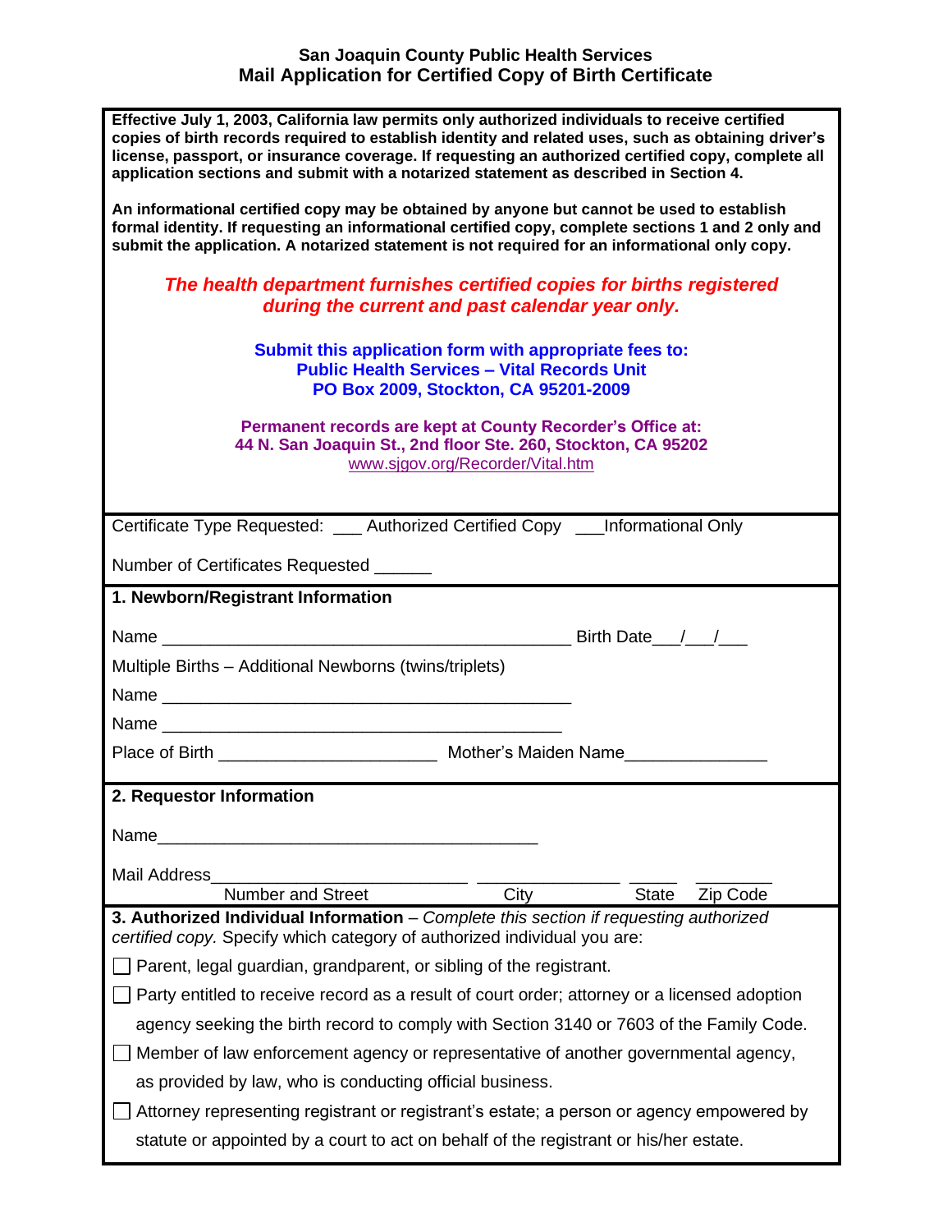**San Joaquin County Public Health Services**
**Mail Application for Certified Copy of Birth Certificate**

**Effective July 1, 2003, California law permits only authorized individuals to receive certified copies of birth records required to establish identity and related uses, such as obtaining driver's license, passport, or insurance coverage. If requesting an authorized certified copy, complete all application sections and submit with a notarized statement as described in Section 4.**

**An informational certified copy may be obtained by anyone but cannot be used to establish formal identity. If requesting an informational certified copy, complete sections 1 and 2 only and submit the application. A notarized statement is not required for an informational only copy.**

***The health department furnishes certified copies for births registered during the current and past calendar year only.***

**Submit this application form with appropriate fees to:**
**Public Health Services – Vital Records Unit**
**PO Box 2009, Stockton, CA 95201-2009**

**Permanent records are kept at County Recorder's Office at:**
**44 N. San Joaquin St., 2nd floor Ste. 260, Stockton, CA 95202**
www.sjgov.org/Recorder/Vital.htm

Certificate Type Requested: ___ Authorized Certified Copy ___Informational Only

Number of Certificates Requested ______

**1. Newborn/Registrant Information**

Name ____________________________________________ Birth Date___/___/___

Multiple Births – Additional Newborns (twins/triplets)

Name ____________________________________________

Name ____________________________________________

Place of Birth _______________________ Mother's Maiden Name______________

**2. Requestor Information**

Name_________________________________________

Mail Address__________________________ _______________ _____ ________
Number and Street City State Zip Code

**3. Authorized Individual Information** – *Complete this section if requesting authorized certified copy.* Specify which category of authorized individual you are:

☐ Parent, legal guardian, grandparent, or sibling of the registrant.

☐ Party entitled to receive record as a result of court order; attorney or a licensed adoption agency seeking the birth record to comply with Section 3140 or 7603 of the Family Code.

☐ Member of law enforcement agency or representative of another governmental agency, as provided by law, who is conducting official business.

☐ Attorney representing registrant or registrant's estate; a person or agency empowered by statute or appointed by a court to act on behalf of the registrant or his/her estate.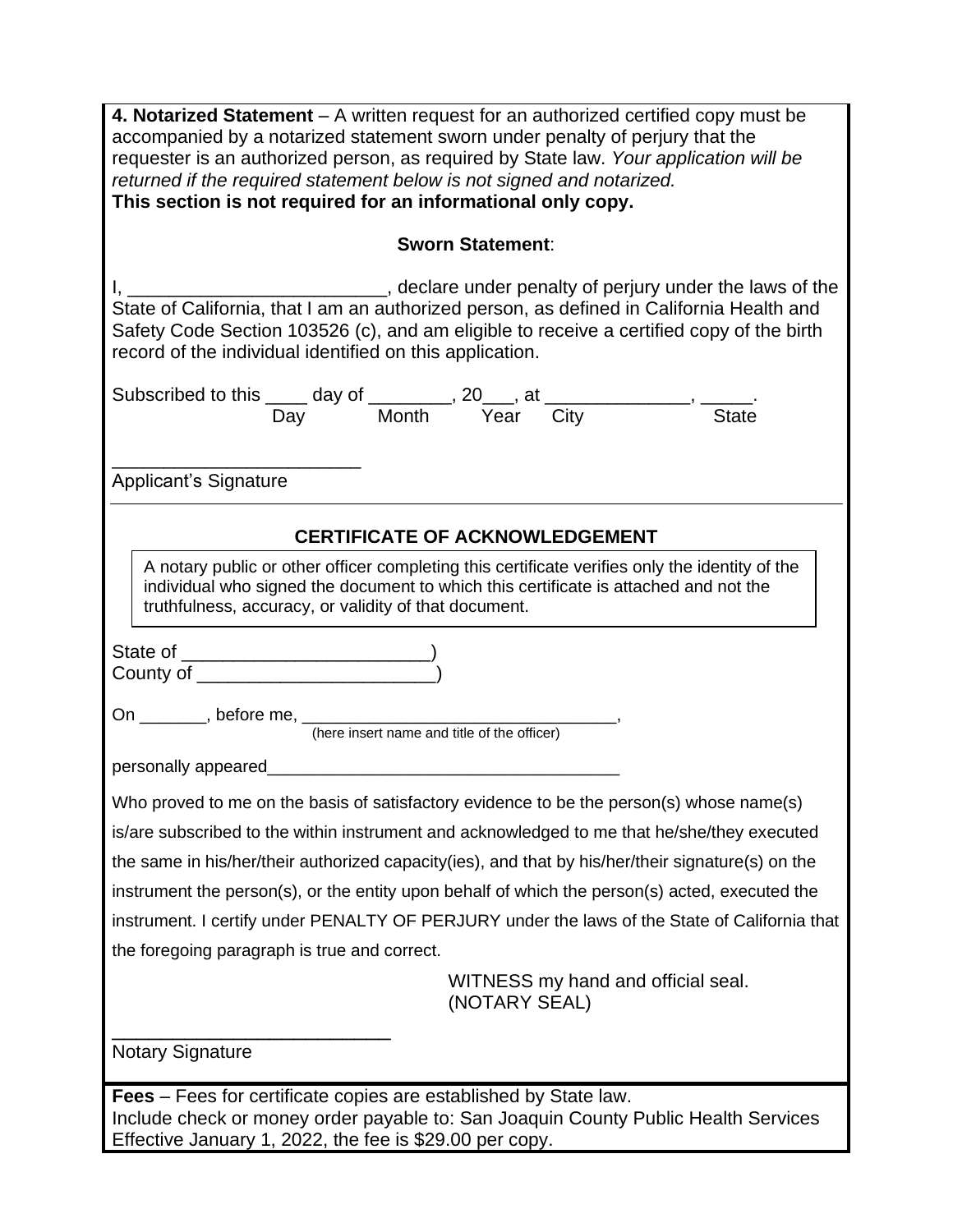**4. Notarized Statement** – A written request for an authorized certified copy must be accompanied by a notarized statement sworn under penalty of perjury that the requester is an authorized person, as required by State law. *Your application will be returned if the required statement below is not signed and notarized.*
**This section is not required for an informational only copy.**

**Sworn Statement**:

I, _________________________, declare under penalty of perjury under the laws of the State of California, that I am an authorized person, as defined in California Health and Safety Code Section 103526 (c), and am eligible to receive a certified copy of the birth record of the individual identified on this application.

Subscribed to this ____ day of ________, 20___, at ______________, _____.
Day Month Year City State

________________________
Applicant's Signature

---

**CERTIFICATE OF ACKNOWLEDGEMENT**

A notary public or other officer completing this certificate verifies only the identity of the individual who signed the document to which this certificate is attached and not the truthfulness, accuracy, or validity of that document.

State of ________________________)
County of _______________________)

On _______, before me, ________________________________,
(here insert name and title of the officer)

personally appeared____________________________________

Who proved to me on the basis of satisfactory evidence to be the person(s) whose name(s) is/are subscribed to the within instrument and acknowledged to me that he/she/they executed the same in his/her/their authorized capacity(ies), and that by his/her/their signature(s) on the instrument the person(s), or the entity upon behalf of which the person(s) acted, executed the instrument. I certify under PENALTY OF PERJURY under the laws of the State of California that the foregoing paragraph is true and correct.

WITNESS my hand and official seal.
(NOTARY SEAL)

___________________________
Notary Signature

**Fees** – Fees for certificate copies are established by State law.
Include check or money order payable to: San Joaquin County Public Health Services
Effective January 1, 2022, the fee is $29.00 per copy.